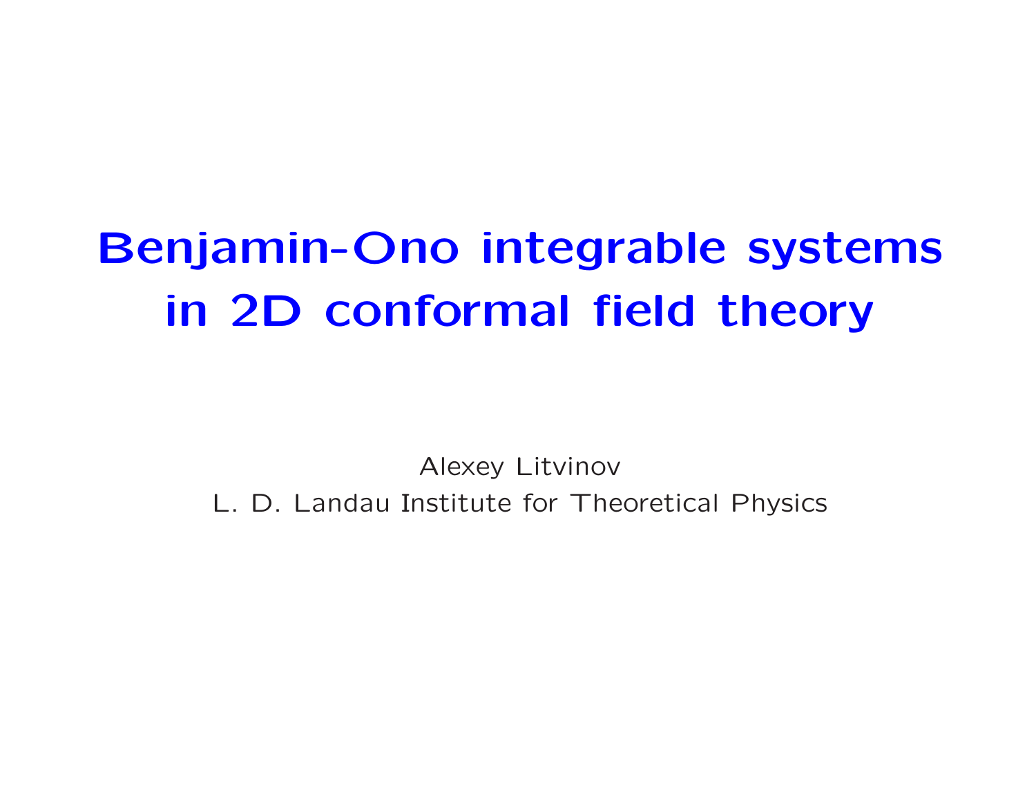# Benjamin-Ono integrable systems in 2D conformal field theory

Alexey Litvinov

L. D. Landau Institute for Theoretical Physics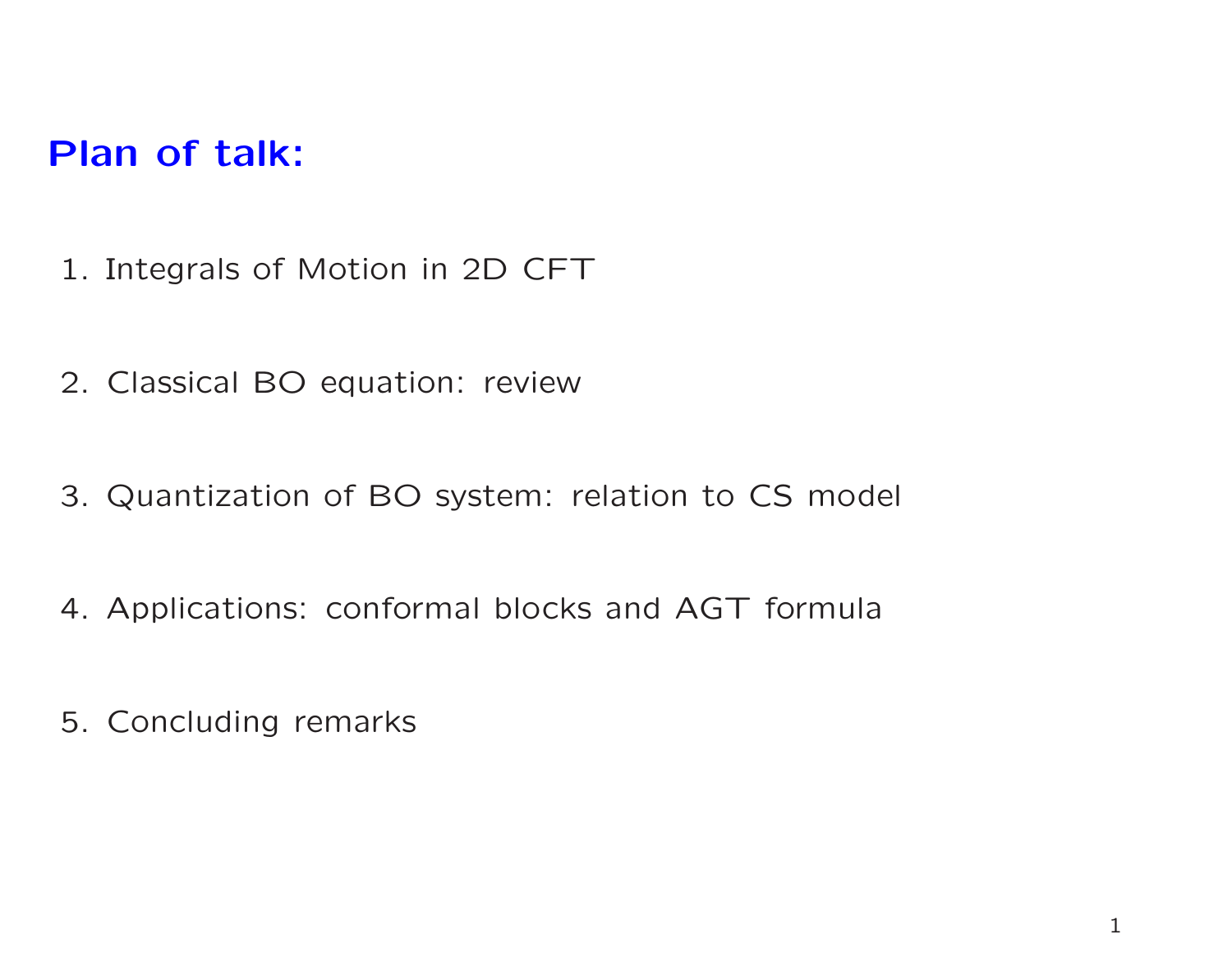# Plan of talk:

1. Integrals of Motion in 2D CFT
2. Classical BO equation: review
3. Quantization of BO system: relation to CS model
4. Applications: conformal blocks and AGT formula
5. Concluding remarks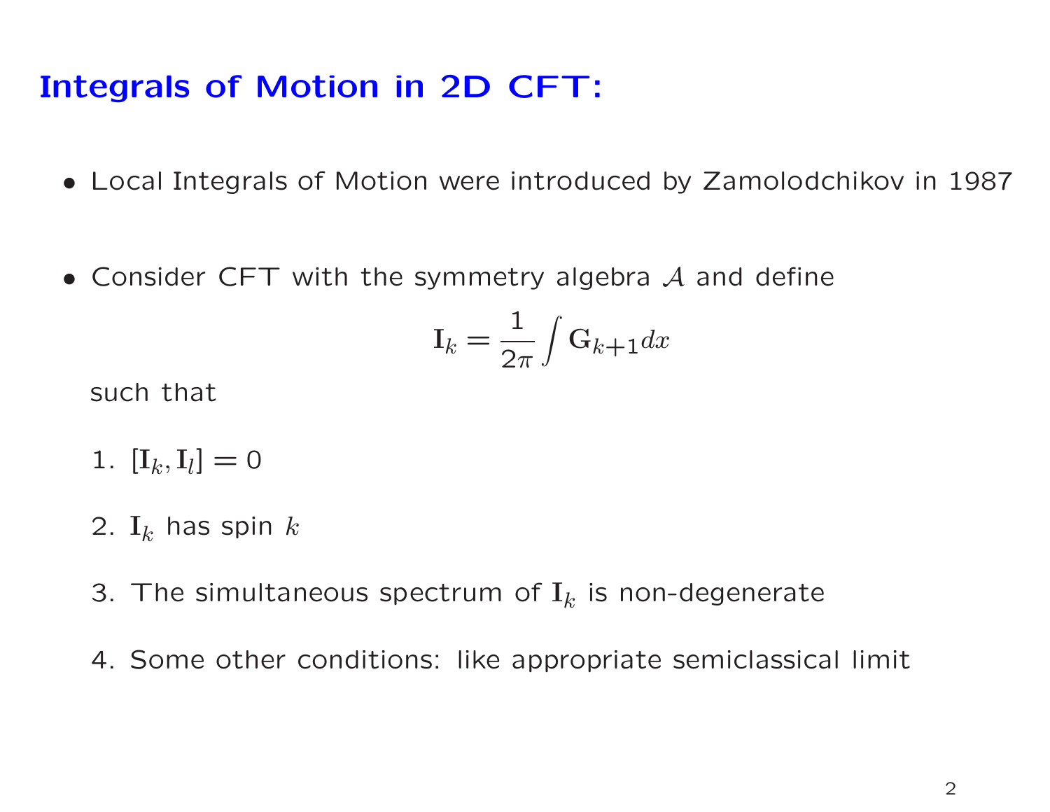# Integrals of Motion in 2D CFT:

- Local Integrals of Motion were introduced by Zamolodchikov in 1987
- Consider CFT with the symmetry algebra $\mathcal{A}$ and define

$$\mathbf{I}_k = \frac{1}{2\pi} \int \mathbf{G}_{k+1} dx$$

  such that

  1. $[\mathbf{I}_k, \mathbf{I}_l] = 0$
  2. $\mathbf{I}_k$ has spin $k$
  3. The simultaneous spectrum of $\mathbf{I}_k$ is non-degenerate
  4. Some other conditions: like appropriate semiclassical limit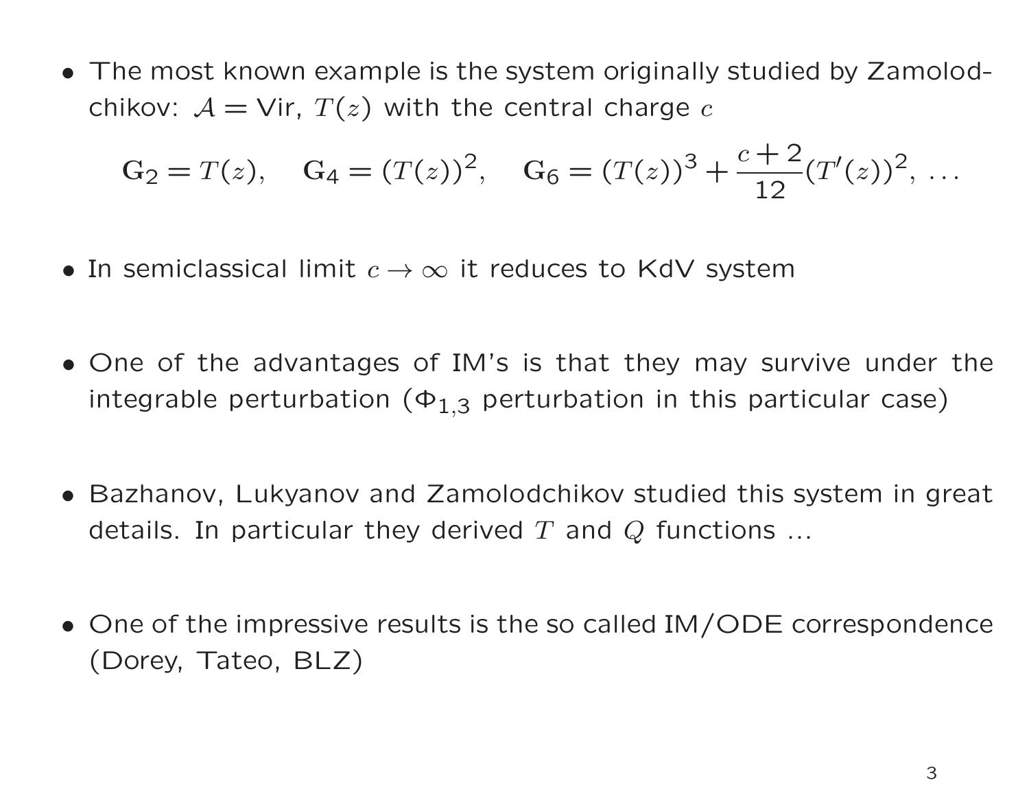- The most known example is the system originally studied by Zamolodchikov: $\mathcal{A} = \text{Vir}$, $T(z)$ with the central charge $c$

$$\mathbf{G}_2 = T(z), \quad \mathbf{G}_4 = (T(z))^2, \quad \mathbf{G}_6 = (T(z))^3 + \frac{c+2}{12}(T'(z))^2, \ \ldots$$

- In semiclassical limit $c \to \infty$ it reduces to KdV system

- One of the advantages of IM's is that they may survive under the integrable perturbation ($\Phi_{1,3}$ perturbation in this particular case)

- Bazhanov, Lukyanov and Zamolodchikov studied this system in great details. In particular they derived $T$ and $Q$ functions ...

- One of the impressive results is the so called IM/ODE correspondence (Dorey, Tateo, BLZ)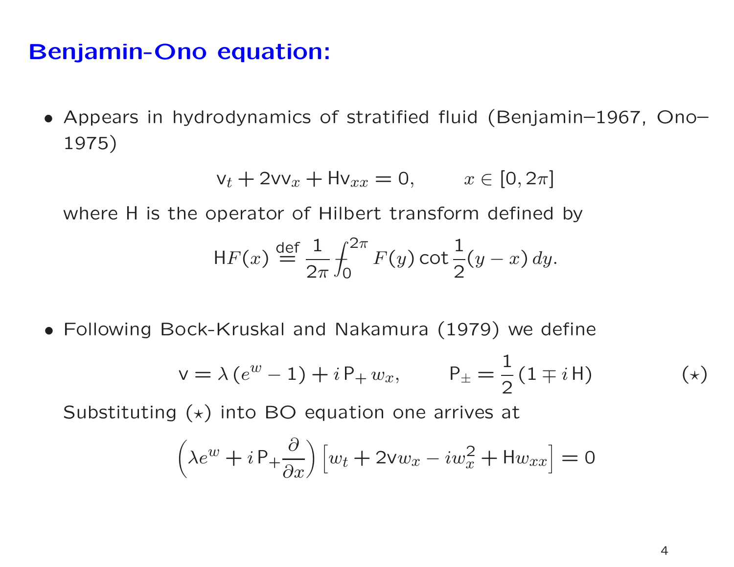## Benjamin-Ono equation:

- Appears in hydrodynamics of stratified fluid (Benjamin–1967, Ono–1975)

$$\mathsf{v}_t + 2\mathsf{v}\mathsf{v}_x + \mathsf{H}\mathsf{v}_{xx} = 0, \qquad x \in [0, 2\pi]$$

  where H is the operator of Hilbert transform defined by

$$\mathsf{H}F(x) \overset{\text{def}}{=} \frac{1}{2\pi} \int_0^{2\pi} F(y) \cot \frac{1}{2}(y - x)\, dy.$$

- Following Bock-Kruskal and Nakamura (1979) we define

$$\mathsf{v} = \lambda\,(e^w - 1) + i\,\mathsf{P}_+\, w_x, \qquad \mathsf{P}_\pm = \frac{1}{2}(1 \mp i\,\mathsf{H}) \qquad (\star)$$

  Substituting $(\star)$ into BO equation one arrives at

$$\left(\lambda e^w + i\,\mathsf{P}_+ \frac{\partial}{\partial x}\right) \left[ w_t + 2\mathsf{v} w_x - i w_x^2 + \mathsf{H} w_{xx} \right] = 0$$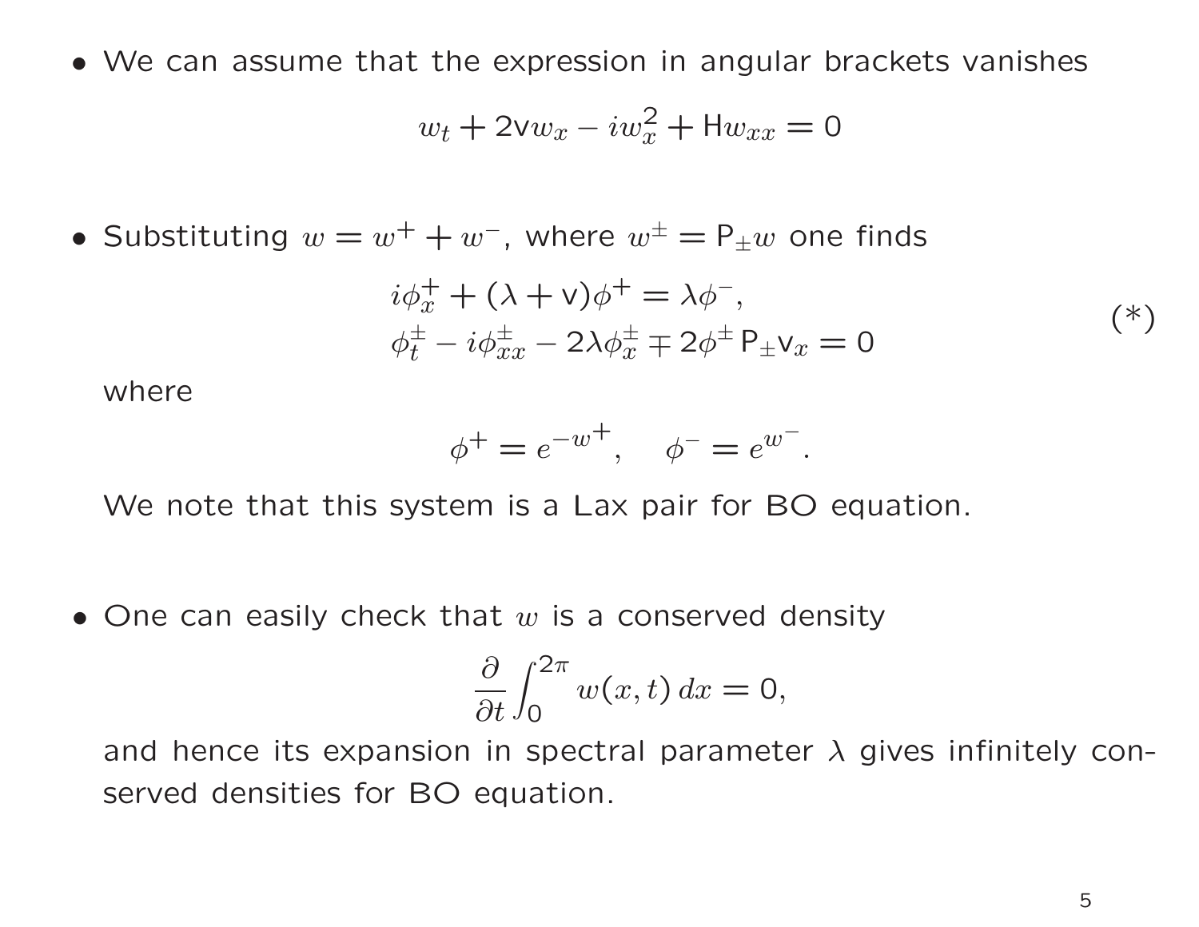- We can assume that the expression in angular brackets vanishes

$$w_t + 2\mathsf{v} w_x - i w_x^2 + \mathsf{H} w_{xx} = 0$$

- Substituting $w = w^+ + w^-$, where $w^\pm = \mathsf{P}_\pm w$ one finds

$$\begin{aligned} &i\phi_x^+ + (\lambda + \mathsf{v})\phi^+ = \lambda \phi^-, \\ &\phi_t^\pm - i\phi_{xx}^\pm - 2\lambda \phi_x^\pm \mp 2\phi^\pm \, \mathsf{P}_\pm \mathsf{v}_x = 0 \end{aligned} \tag{*}$$

  where

$$\phi^+ = e^{-w^+}, \quad \phi^- = e^{w^-}.$$

  We note that this system is a Lax pair for BO equation.

- One can easily check that $w$ is a conserved density

$$\frac{\partial}{\partial t} \int_0^{2\pi} w(x,t)\, dx = 0,$$

  and hence its expansion in spectral parameter $\lambda$ gives infinitely conserved densities for BO equation.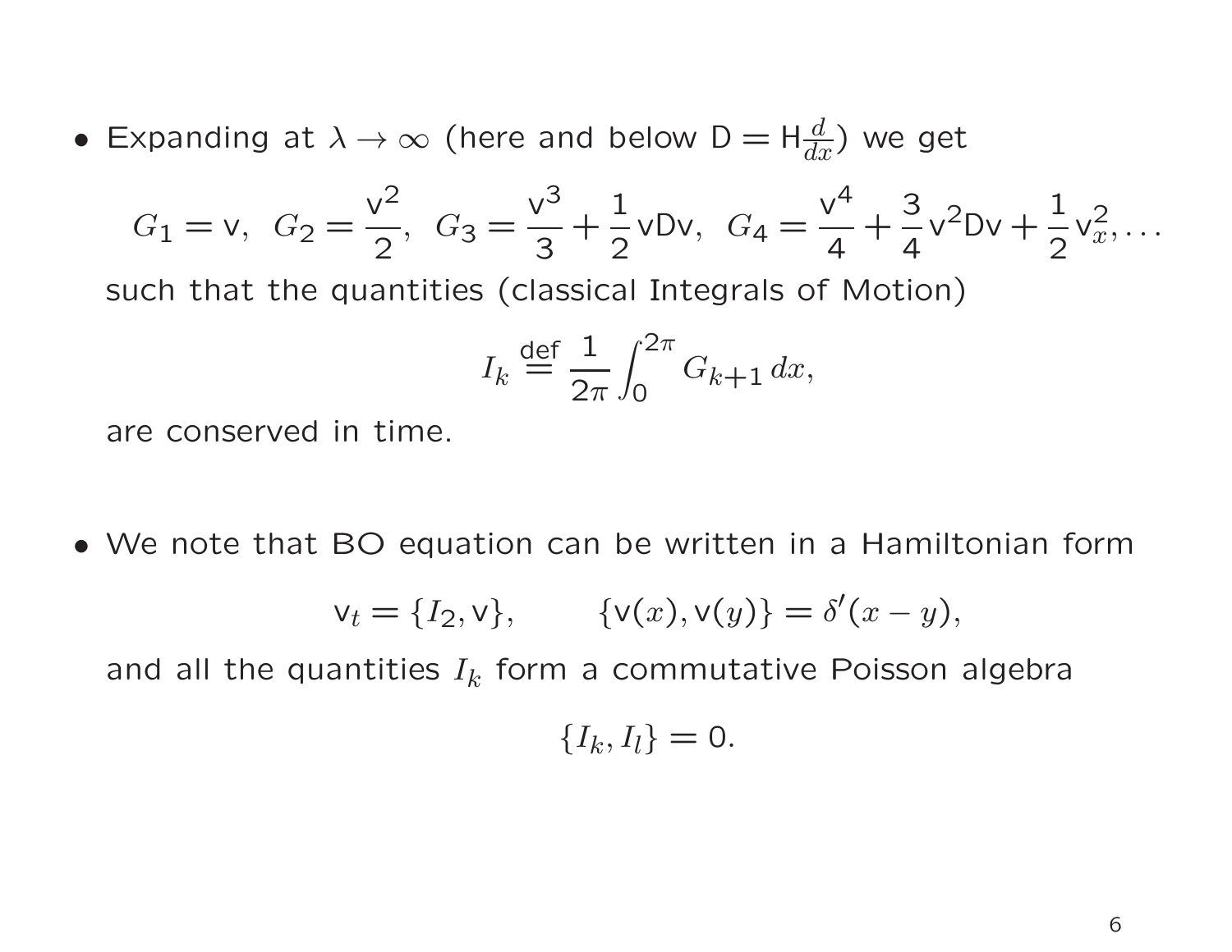- Expanding at $\lambda \to \infty$ (here and below $\mathsf{D} = \mathsf{H}\frac{d}{dx}$) we get

$$G_1 = \mathsf{v}, \;\; G_2 = \frac{\mathsf{v}^2}{2}, \;\; G_3 = \frac{\mathsf{v}^3}{3} + \frac{1}{2}\mathsf{v}\mathsf{D}\mathsf{v}, \;\; G_4 = \frac{\mathsf{v}^4}{4} + \frac{3}{4}\mathsf{v}^2\mathsf{D}\mathsf{v} + \frac{1}{2}\mathsf{v}_x^2, \ldots$$

  such that the quantities (classical Integrals of Motion)

$$I_k \overset{\text{def}}{=} \frac{1}{2\pi}\int_0^{2\pi} G_{k+1}\, dx,$$

  are conserved in time.

- We note that BO equation can be written in a Hamiltonian form

$$\mathsf{v}_t = \{I_2, \mathsf{v}\}, \qquad \{\mathsf{v}(x), \mathsf{v}(y)\} = \delta'(x - y),$$

  and all the quantities $I_k$ form a commutative Poisson algebra

$$\{I_k, I_l\} = 0.$$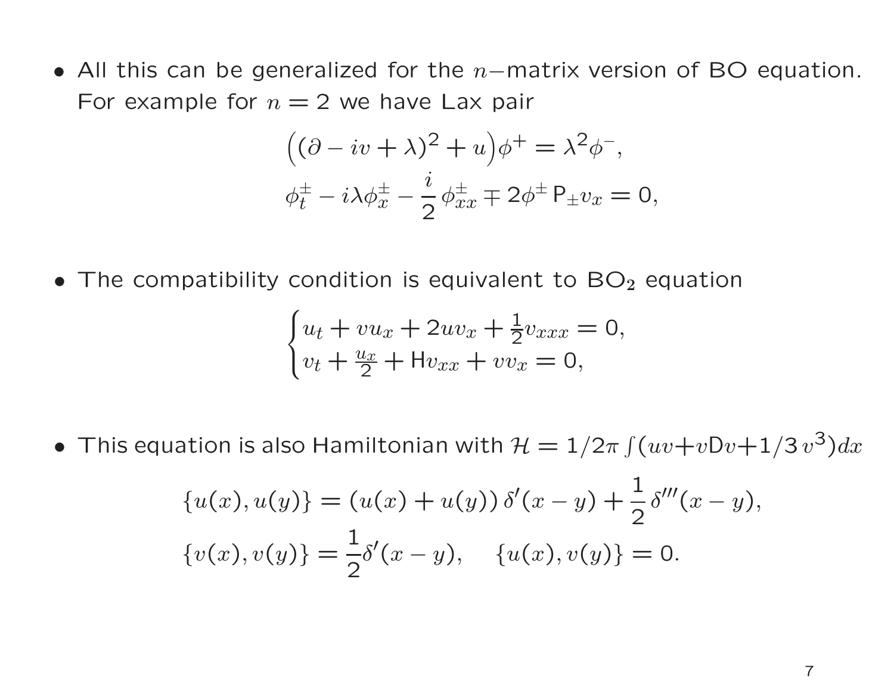- All this can be generalized for the $n-$matrix version of BO equation. For example for $n = 2$ we have Lax pair

$$\Big((\partial - iv + \lambda)^2 + u\Big)\phi^+ = \lambda^2\phi^-,$$
$$\phi_t^\pm - i\lambda\phi_x^\pm - \frac{i}{2}\,\phi_{xx}^\pm \mp 2\phi^\pm\,\mathsf{P}_\pm v_x = 0,$$

- The compatibility condition is equivalent to $\mathrm{BO}_2$ equation

$$\begin{cases} u_t + vu_x + 2uv_x + \frac{1}{2}v_{xxx} = 0, \\ v_t + \frac{u_x}{2} + \mathsf{H}v_{xx} + vv_x = 0, \end{cases}$$

- This equation is also Hamiltonian with $\mathcal{H} = 1/2\pi \int (uv + v\mathsf{D}v + 1/3\, v^3)dx$

$$\{u(x), u(y)\} = (u(x) + u(y))\,\delta'(x-y) + \frac{1}{2}\,\delta'''(x-y),$$
$$\{v(x), v(y)\} = \frac{1}{2}\delta'(x-y), \quad \{u(x), v(y)\} = 0.$$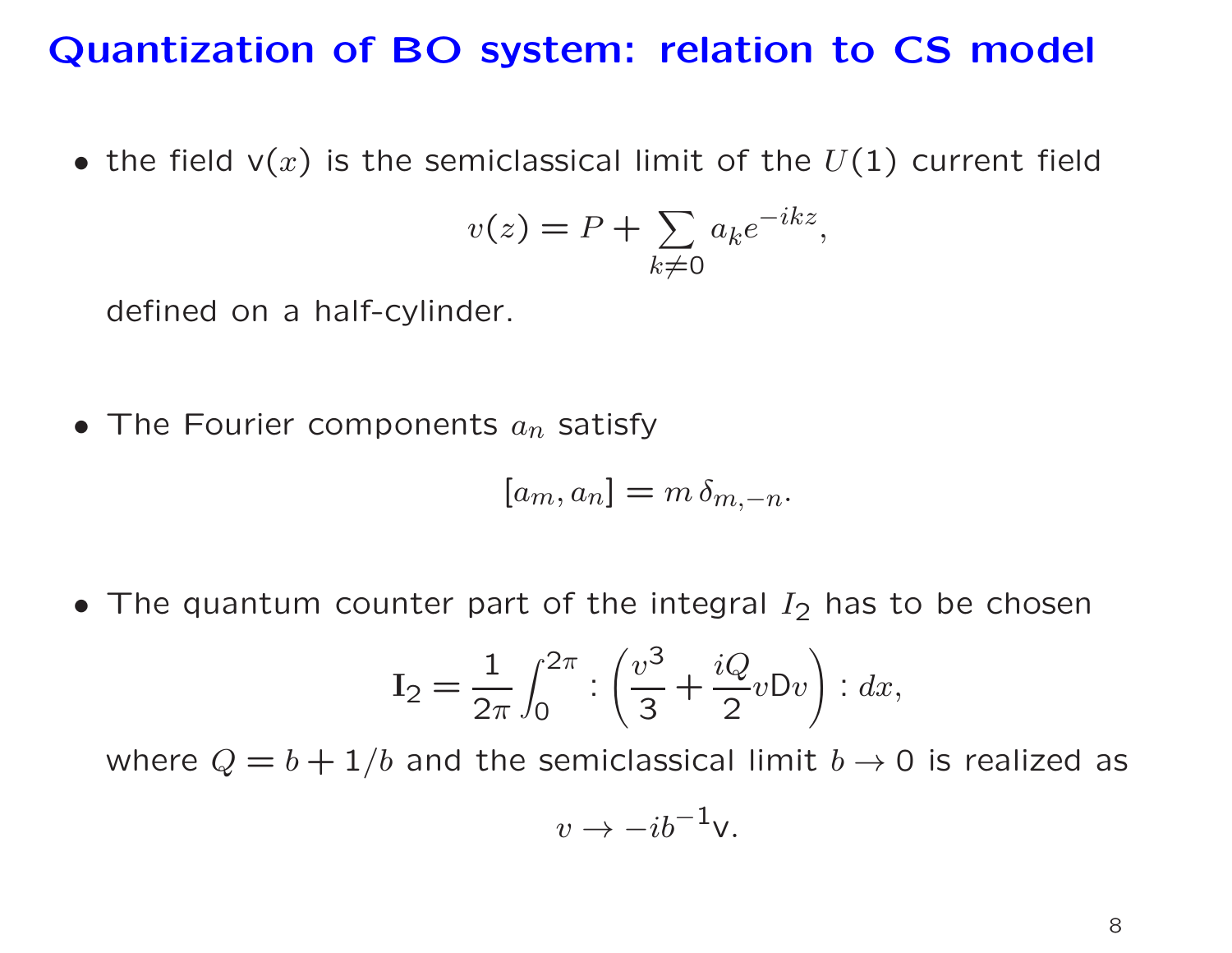# Quantization of BO system: relation to CS model

- the field $\mathsf{v}(x)$ is the semiclassical limit of the $U(1)$ current field

$$v(z) = P + \sum_{k \neq 0} a_k e^{-ikz},$$

defined on a half-cylinder.

- The Fourier components $a_n$ satisfy

$$[a_m, a_n] = m\, \delta_{m,-n}.$$

- The quantum counter part of the integral $I_2$ has to be chosen

$$\mathbf{I}_2 = \frac{1}{2\pi} \int_0^{2\pi} : \left( \frac{v^3}{3} + \frac{iQ}{2} v \mathsf{D} v \right) : dx,$$

where $Q = b + 1/b$ and the semiclassical limit $b \to 0$ is realized as

$$v \to -ib^{-1}\mathsf{v}.$$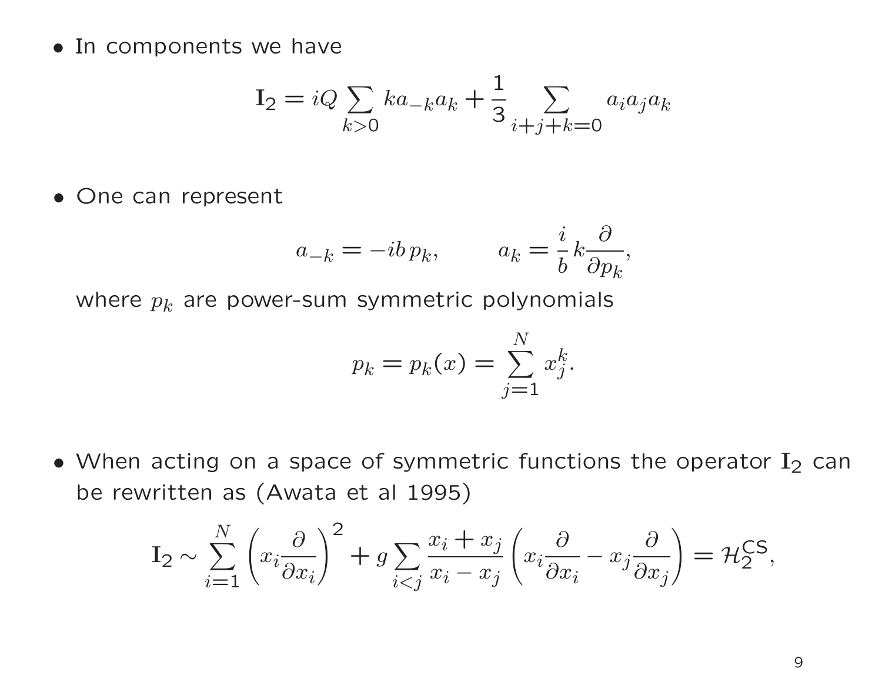- In components we have

$$\mathbf{I}_2 = iQ \sum_{k>0} k a_{-k} a_k + \frac{1}{3} \sum_{i+j+k=0} a_i a_j a_k$$

- One can represent

$$a_{-k} = -ib\, p_k, \qquad a_k = \frac{i}{b} k \frac{\partial}{\partial p_k},$$

where $p_k$ are power-sum symmetric polynomials

$$p_k = p_k(x) = \sum_{j=1}^{N} x_j^k.$$

- When acting on a space of symmetric functions the operator $\mathbf{I}_2$ can be rewritten as (Awata et al 1995)

$$\mathbf{I}_2 \sim \sum_{i=1}^{N} \left( x_i \frac{\partial}{\partial x_i} \right)^2 + g \sum_{i<j} \frac{x_i + x_j}{x_i - x_j} \left( x_i \frac{\partial}{\partial x_i} - x_j \frac{\partial}{\partial x_j} \right) = \mathcal{H}_2^{\mathsf{CS}},$$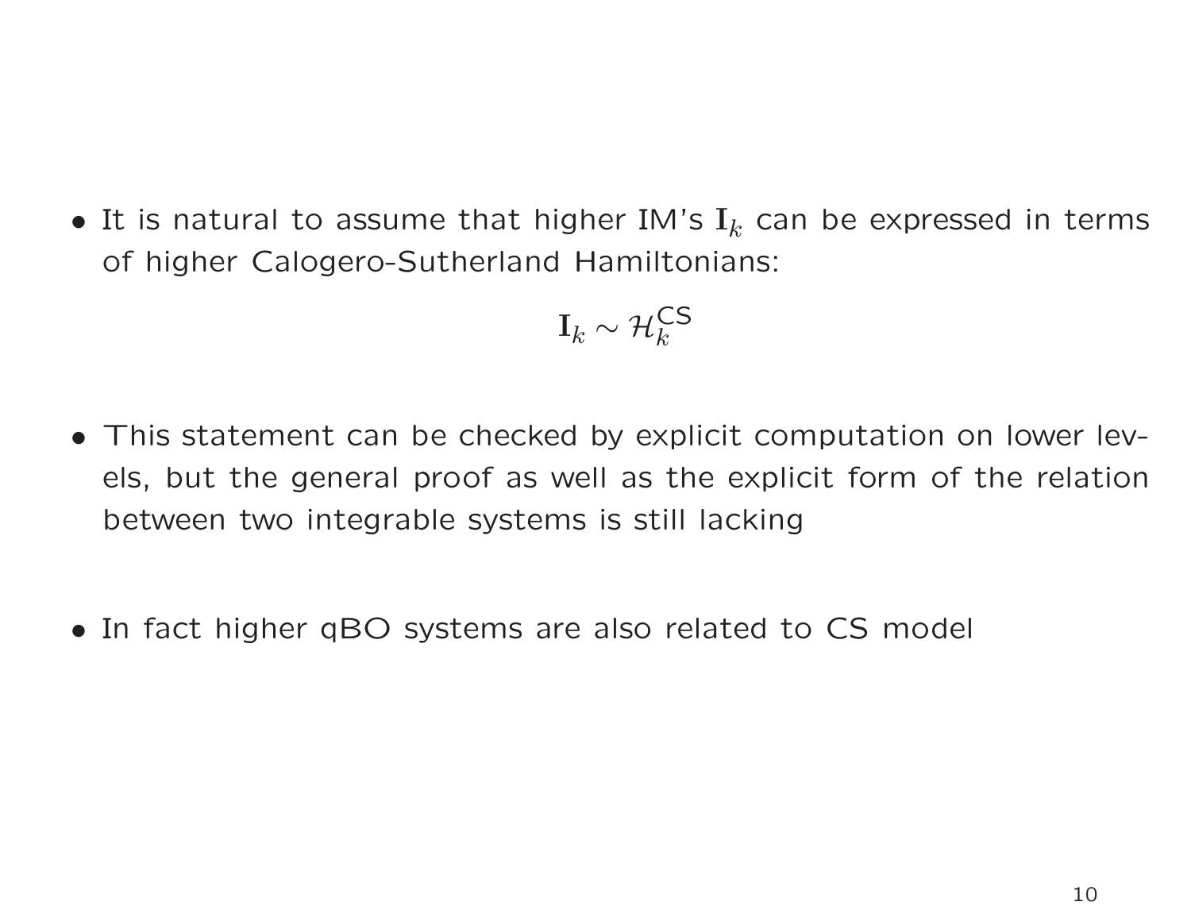- It is natural to assume that higher IM's $\mathbf{I}_k$ can be expressed in terms of higher Calogero-Sutherland Hamiltonians:

$$\mathbf{I}_k \sim \mathcal{H}_k^{\mathsf{CS}}$$

- This statement can be checked by explicit computation on lower levels, but the general proof as well as the explicit form of the relation between two integrable systems is still lacking

- In fact higher qBO systems are also related to CS model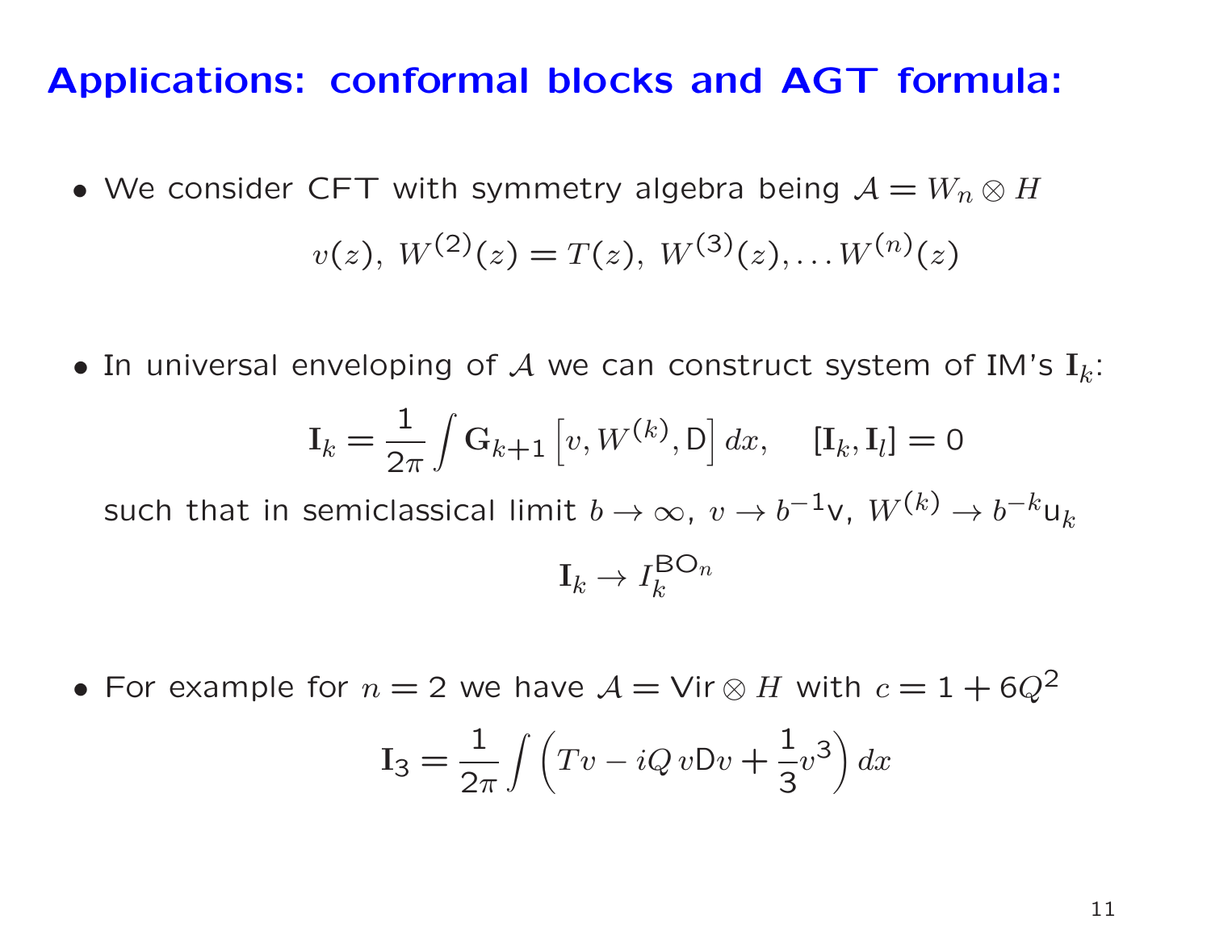# Applications: conformal blocks and AGT formula:

- We consider CFT with symmetry algebra being $\mathcal{A} = W_n \otimes H$

$$v(z),\ W^{(2)}(z) = T(z),\ W^{(3)}(z), \dots W^{(n)}(z)$$

- In universal enveloping of $\mathcal{A}$ we can construct system of IM's $\mathbf{I}_k$:

$$\mathbf{I}_k = \frac{1}{2\pi} \int \mathbf{G}_{k+1} \left[ v, W^{(k)}, \mathsf{D} \right] dx, \quad [\mathbf{I}_k, \mathbf{I}_l] = 0$$

  such that in semiclassical limit $b \to \infty$, $v \to b^{-1}\mathsf{v}$, $W^{(k)} \to b^{-k}\mathsf{u}_k$

$$\mathbf{I}_k \to I_k^{\mathsf{BO}_n}$$

- For example for $n = 2$ we have $\mathcal{A} = \mathsf{Vir} \otimes H$ with $c = 1 + 6Q^2$

$$\mathbf{I}_3 = \frac{1}{2\pi} \int \left( Tv - iQ\, v\mathsf{D}v + \frac{1}{3} v^3 \right) dx$$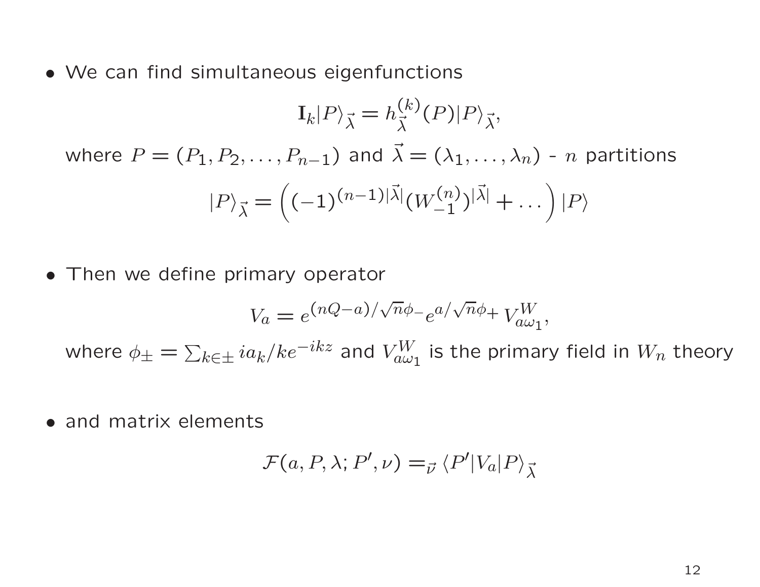- We can find simultaneous eigenfunctions

$$\mathbf{I}_k|P\rangle_{\vec{\lambda}} = h^{(k)}_{\vec{\lambda}}(P)|P\rangle_{\vec{\lambda}},$$

  where $P = (P_1, P_2, \ldots, P_{n-1})$ and $\vec{\lambda} = (\lambda_1, \ldots, \lambda_n)$ - $n$ partitions

$$|P\rangle_{\vec{\lambda}} = \left((-1)^{(n-1)|\vec{\lambda}|}(W^{(n)}_{-1})^{|\vec{\lambda}|} + \ldots\right)|P\rangle$$

- Then we define primary operator

$$V_a = e^{(nQ-a)/\sqrt{n}\phi_-}e^{a/\sqrt{n}\phi_+}V^W_{a\omega_1},$$

  where $\phi_\pm = \sum_{k\in\pm} ia_k/ke^{-ikz}$ and $V^W_{a\omega_1}$ is the primary field in $W_n$ theory

- and matrix elements

$$\mathcal{F}(a, P, \lambda; P', \nu) =_{\vec{\nu}} \langle P'|V_a|P\rangle_{\vec{\lambda}}$$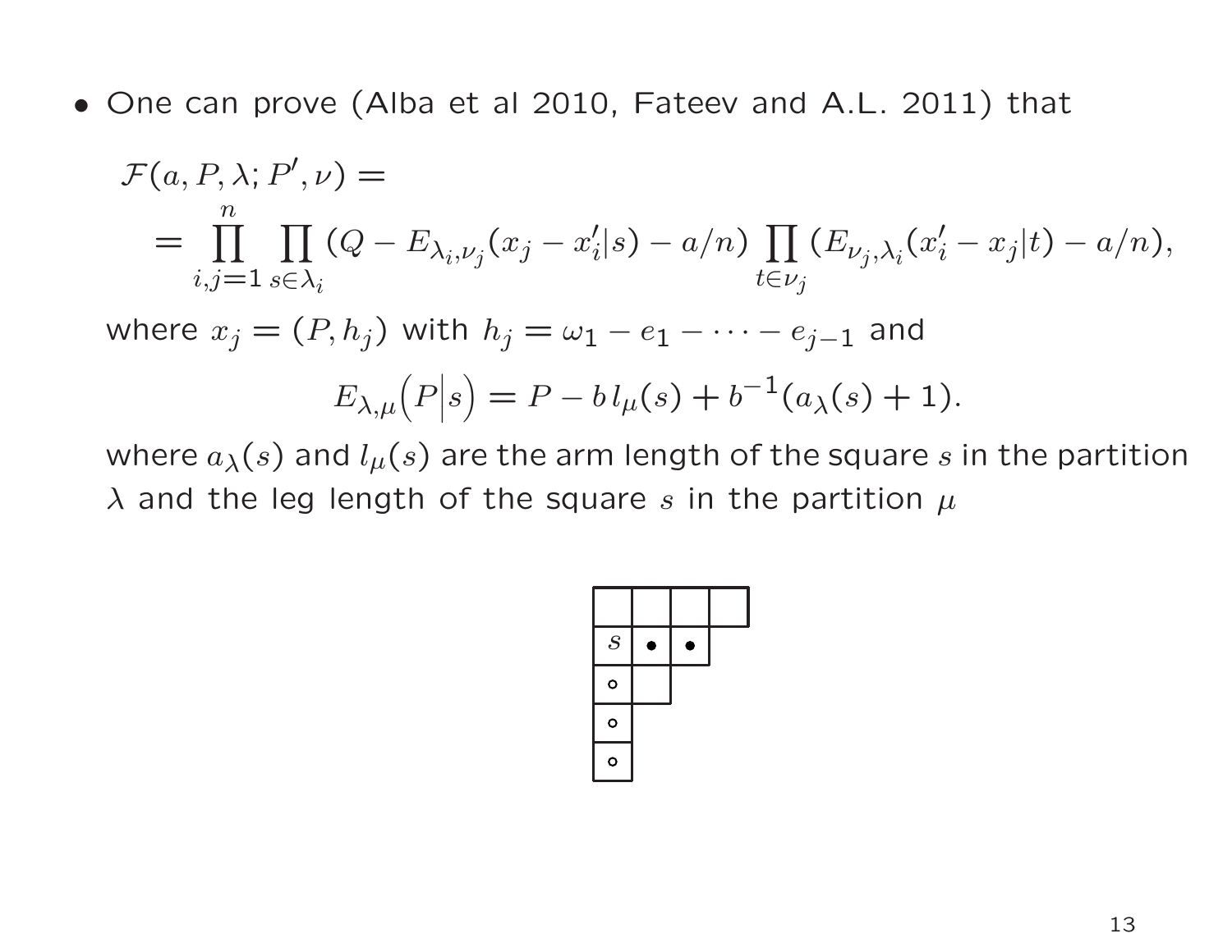- One can prove (Alba et al 2010, Fateev and A.L. 2011) that

$$\mathcal{F}(a, P, \lambda; P', \nu) =$$
$$= \prod_{i,j=1}^{n} \prod_{s \in \lambda_i} (Q - E_{\lambda_i,\nu_j}(x_j - x_i'|s) - a/n) \prod_{t \in \nu_j} (E_{\nu_j,\lambda_i}(x_i' - x_j|t) - a/n),$$

where $x_j = (P, h_j)$ with $h_j = \omega_1 - e_1 - \cdots - e_{j-1}$ and

$$E_{\lambda,\mu}\Big(P\Big|s\Big) = P - b\, l_\mu(s) + b^{-1}(a_\lambda(s) + 1).$$

where $a_\lambda(s)$ and $l_\mu(s)$ are the arm length of the square $s$ in the partition $\lambda$ and the leg length of the square $s$ in the partition $\mu$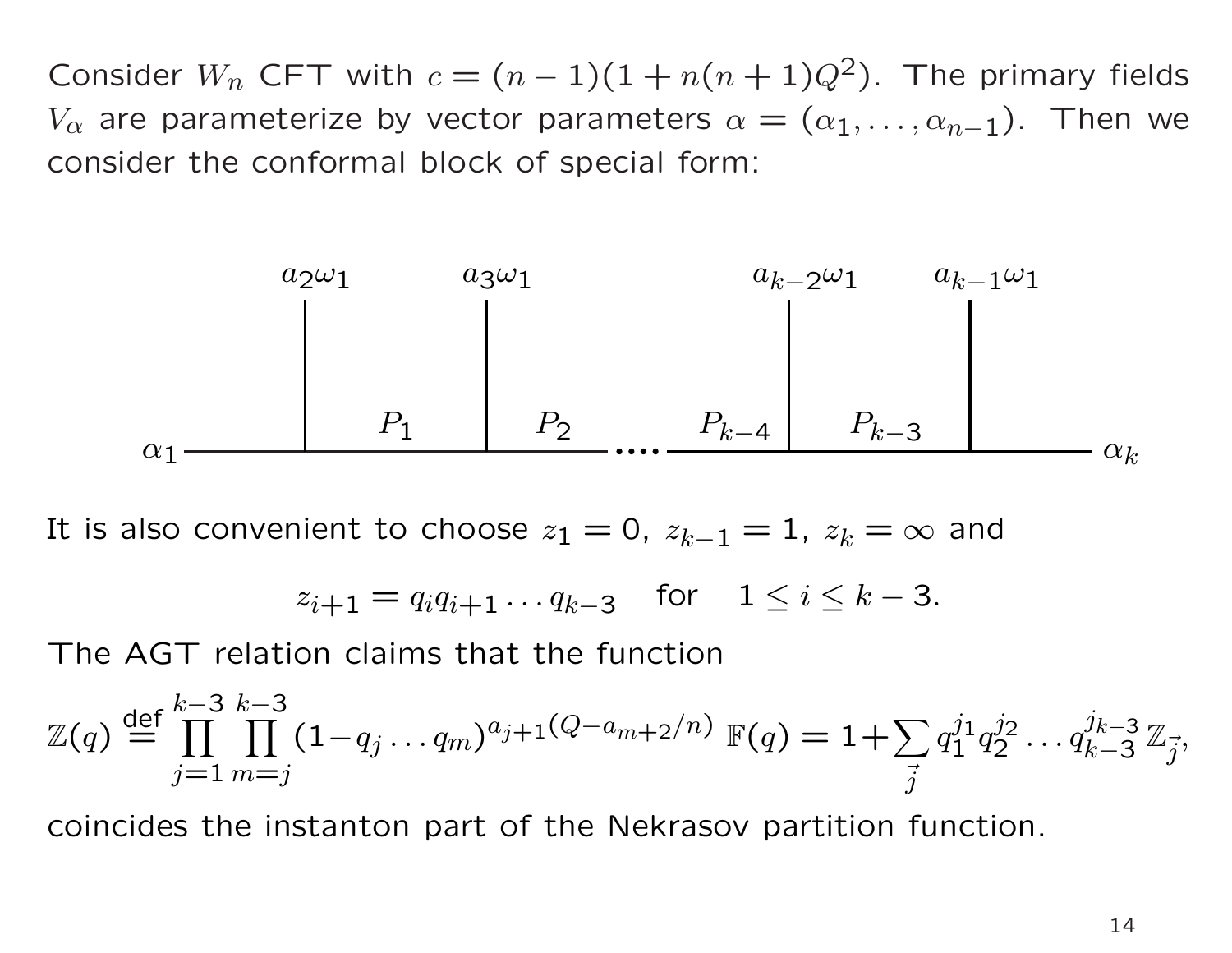Consider $W_n$ CFT with $c = (n-1)(1 + n(n+1)Q^2)$. The primary fields $V_\alpha$ are parameterize by vector parameters $\alpha = (\alpha_1, \dots, \alpha_{n-1})$. Then we consider the conformal block of special form:

$$
\alpha_1 \; \underset{P_1}{\overset{a_2\omega_1}{\Big|}} \; \underset{P_2}{\overset{a_3\omega_1}{\Big|}} \cdots \underset{P_{k-4}}{} \; \overset{a_{k-2}\omega_1}{\Big|} \; \underset{P_{k-3}}{} \; \overset{a_{k-1}\omega_1}{\Big|} \; \alpha_k
$$

It is also convenient to choose $z_1 = 0$, $z_{k-1} = 1$, $z_k = \infty$ and

$$
z_{i+1} = q_i q_{i+1} \dots q_{k-3} \quad \text{for} \quad 1 \le i \le k-3.
$$

The AGT relation claims that the function

$$
\mathbb{Z}(q) \overset{\text{def}}{=} \prod_{j=1}^{k-3} \prod_{m=j}^{k-3} (1 - q_j \dots q_m)^{a_{j+1}(Q - a_{m+2}/n)} \, \mathbb{F}(q) = 1 + \sum_{\vec{j}} q_1^{j_1} q_2^{j_2} \dots q_{k-3}^{j_{k-3}} \, \mathbb{Z}_{\vec{j}},
$$

coincides the instanton part of the Nekrasov partition function.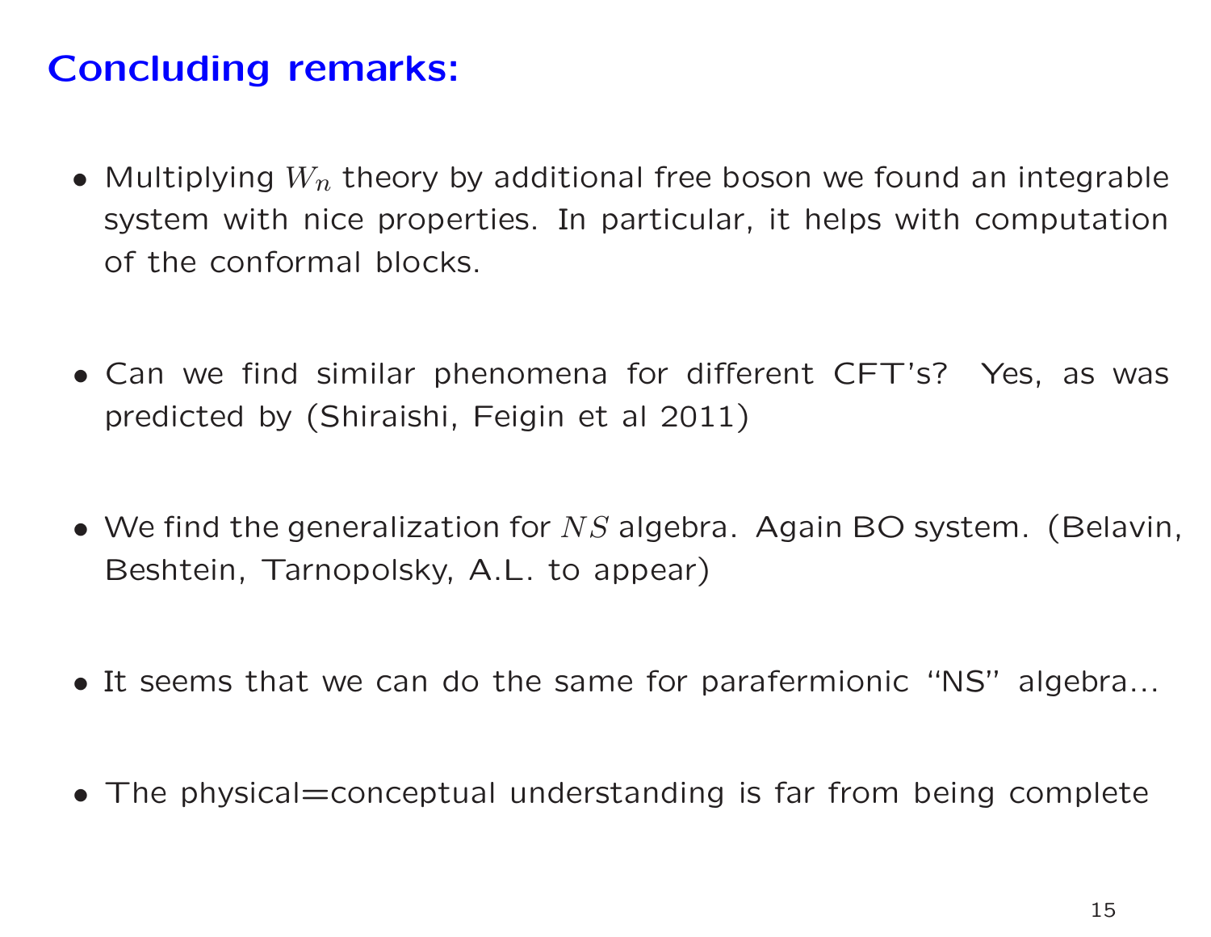# Concluding remarks:

- Multiplying $W_n$ theory by additional free boson we found an integrable system with nice properties. In particular, it helps with computation of the conformal blocks.

- Can we find similar phenomena for different CFT's? Yes, as was predicted by (Shiraishi, Feigin et al 2011)

- We find the generalization for $NS$ algebra. Again BO system. (Belavin, Beshtein, Tarnopolsky, A.L. to appear)

- It seems that we can do the same for parafermionic "NS" algebra...

- The physical=conceptual understanding is far from being complete